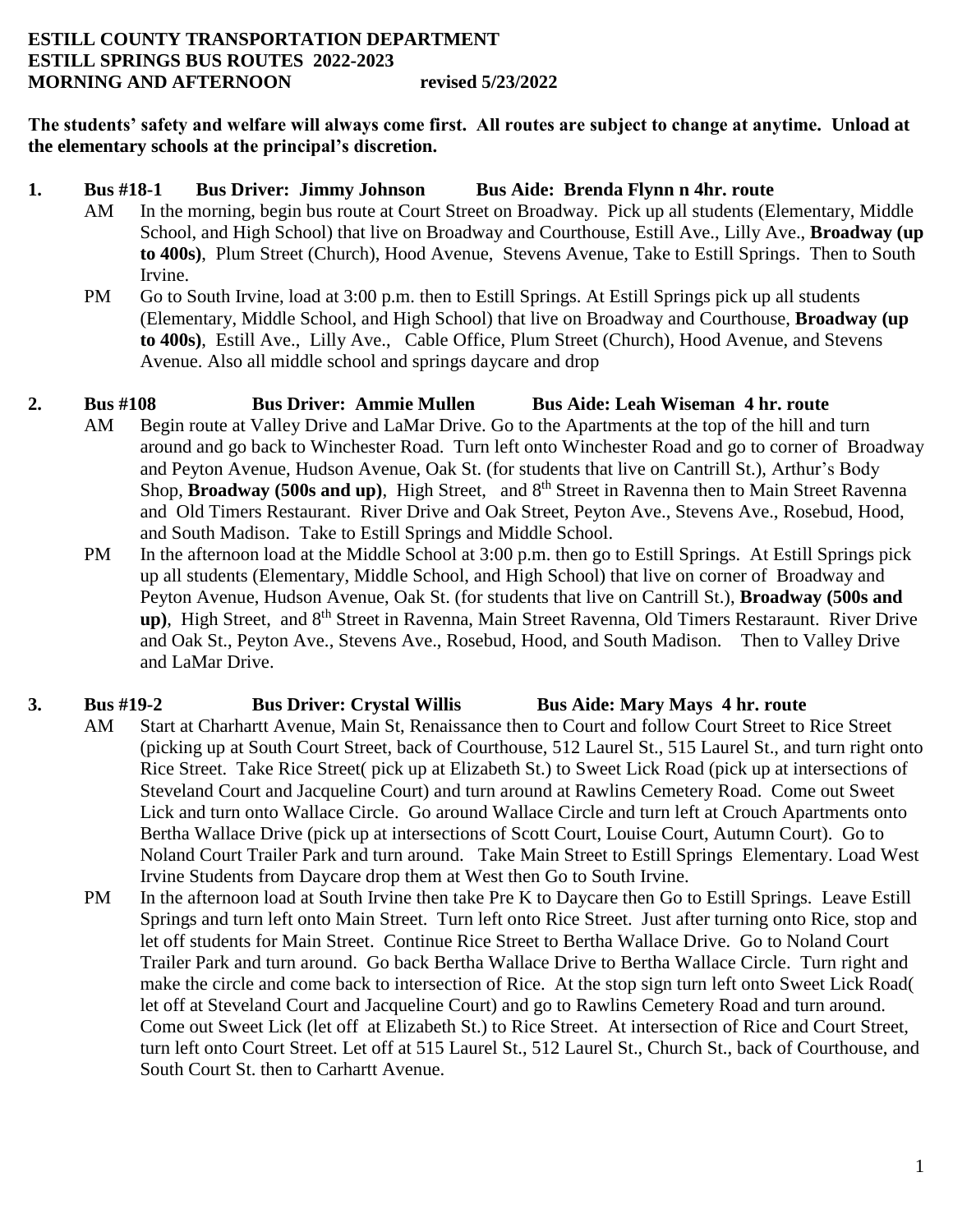**ESTILL COUNTY TRANSPORTATION DEPARTMENT**
**ESTILL SPRINGS BUS ROUTES 2022-2023**
**MORNING AND AFTERNOON revised 5/23/2022**

**The students' safety and welfare will always come first. All routes are subject to change at anytime. Unload at the elementary schools at the principal's discretion.**

**1. Bus #18-1 Bus Driver: Jimmy Johnson Bus Aide: Brenda Flynn n 4hr. route**

AM In the morning, begin bus route at Court Street on Broadway. Pick up all students (Elementary, Middle School, and High School) that live on Broadway and Courthouse, Estill Ave., Lilly Ave., **Broadway (up to 400s)**, Plum Street (Church), Hood Avenue, Stevens Avenue, Take to Estill Springs. Then to South Irvine.

PM Go to South Irvine, load at 3:00 p.m. then to Estill Springs. At Estill Springs pick up all students (Elementary, Middle School, and High School) that live on Broadway and Courthouse, **Broadway (up to 400s)**, Estill Ave., Lilly Ave., Cable Office, Plum Street (Church), Hood Avenue, and Stevens Avenue. Also all middle school and springs daycare and drop

**2. Bus #108 Bus Driver: Ammie Mullen Bus Aide: Leah Wiseman 4 hr. route**

AM Begin route at Valley Drive and LaMar Drive. Go to the Apartments at the top of the hill and turn around and go back to Winchester Road. Turn left onto Winchester Road and go to corner of Broadway and Peyton Avenue, Hudson Avenue, Oak St. (for students that live on Cantrill St.), Arthur's Body Shop, **Broadway (500s and up)**, High Street, and 8th Street in Ravenna then to Main Street Ravenna and Old Timers Restaurant. River Drive and Oak Street, Peyton Ave., Stevens Ave., Rosebud, Hood, and South Madison. Take to Estill Springs and Middle School.

PM In the afternoon load at the Middle School at 3:00 p.m. then go to Estill Springs. At Estill Springs pick up all students (Elementary, Middle School, and High School) that live on corner of Broadway and Peyton Avenue, Hudson Avenue, Oak St. (for students that live on Cantrill St.), **Broadway (500s and up)**, High Street, and 8th Street in Ravenna, Main Street Ravenna, Old Timers Restaraunt. River Drive and Oak St., Peyton Ave., Stevens Ave., Rosebud, Hood, and South Madison. Then to Valley Drive and LaMar Drive.

**3. Bus #19-2 Bus Driver: Crystal Willis Bus Aide: Mary Mays 4 hr. route**

AM Start at Charhartt Avenue, Main St, Renaissance then to Court and follow Court Street to Rice Street (picking up at South Court Street, back of Courthouse, 512 Laurel St., 515 Laurel St., and turn right onto Rice Street. Take Rice Street( pick up at Elizabeth St.) to Sweet Lick Road (pick up at intersections of Steveland Court and Jacqueline Court) and turn around at Rawlins Cemetery Road. Come out Sweet Lick and turn onto Wallace Circle. Go around Wallace Circle and turn left at Crouch Apartments onto Bertha Wallace Drive (pick up at intersections of Scott Court, Louise Court, Autumn Court). Go to Noland Court Trailer Park and turn around. Take Main Street to Estill Springs Elementary. Load West Irvine Students from Daycare drop them at West then Go to South Irvine.

PM In the afternoon load at South Irvine then take Pre K to Daycare then Go to Estill Springs. Leave Estill Springs and turn left onto Main Street. Turn left onto Rice Street. Just after turning onto Rice, stop and let off students for Main Street. Continue Rice Street to Bertha Wallace Drive. Go to Noland Court Trailer Park and turn around. Go back Bertha Wallace Drive to Bertha Wallace Circle. Turn right and make the circle and come back to intersection of Rice. At the stop sign turn left onto Sweet Lick Road( let off at Steveland Court and Jacqueline Court) and go to Rawlins Cemetery Road and turn around. Come out Sweet Lick (let off at Elizabeth St.) to Rice Street. At intersection of Rice and Court Street, turn left onto Court Street. Let off at 515 Laurel St., 512 Laurel St., Church St., back of Courthouse, and South Court St. then to Carhartt Avenue.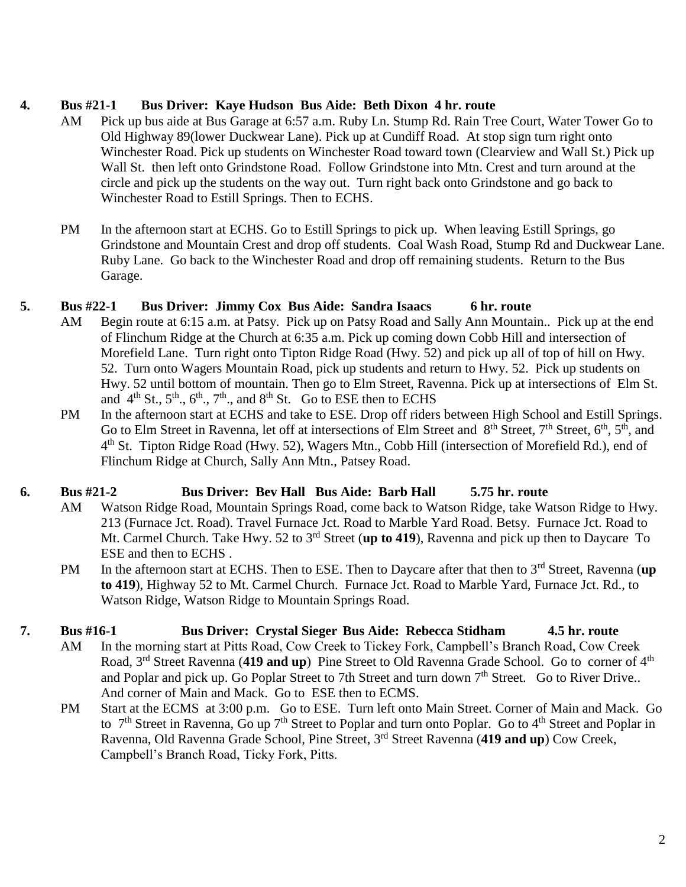**4. Bus #21-1 Bus Driver: Kaye Hudson Bus Aide: Beth Dixon 4 hr. route**

AM Pick up bus aide at Bus Garage at 6:57 a.m. Ruby Ln. Stump Rd. Rain Tree Court, Water Tower Go to Old Highway 89(lower Duckwear Lane). Pick up at Cundiff Road. At stop sign turn right onto Winchester Road. Pick up students on Winchester Road toward town (Clearview and Wall St.) Pick up Wall St. then left onto Grindstone Road. Follow Grindstone into Mtn. Crest and turn around at the circle and pick up the students on the way out. Turn right back onto Grindstone and go back to Winchester Road to Estill Springs. Then to ECHS.

PM In the afternoon start at ECHS. Go to Estill Springs to pick up. When leaving Estill Springs, go Grindstone and Mountain Crest and drop off students. Coal Wash Road, Stump Rd and Duckwear Lane. Ruby Lane. Go back to the Winchester Road and drop off remaining students. Return to the Bus Garage.

**5. Bus #22-1 Bus Driver: Jimmy Cox Bus Aide: Sandra Isaacs 6 hr. route**

AM Begin route at 6:15 a.m. at Patsy. Pick up on Patsy Road and Sally Ann Mountain.. Pick up at the end of Flinchum Ridge at the Church at 6:35 a.m. Pick up coming down Cobb Hill and intersection of Morefield Lane. Turn right onto Tipton Ridge Road (Hwy. 52) and pick up all of top of hill on Hwy. 52. Turn onto Wagers Mountain Road, pick up students and return to Hwy. 52. Pick up students on Hwy. 52 until bottom of mountain. Then go to Elm Street, Ravenna. Pick up at intersections of Elm St. and 4th St., 5th., 6th., 7th., and 8th St. Go to ESE then to ECHS

PM In the afternoon start at ECHS and take to ESE. Drop off riders between High School and Estill Springs. Go to Elm Street in Ravenna, let off at intersections of Elm Street and 8th Street, 7th Street, 6th, 5th, and 4th St. Tipton Ridge Road (Hwy. 52), Wagers Mtn., Cobb Hill (intersection of Morefield Rd.), end of Flinchum Ridge at Church, Sally Ann Mtn., Patsey Road.

**6. Bus #21-2 Bus Driver: Bev Hall Bus Aide: Barb Hall 5.75 hr. route**

AM Watson Ridge Road, Mountain Springs Road, come back to Watson Ridge, take Watson Ridge to Hwy. 213 (Furnace Jct. Road). Travel Furnace Jct. Road to Marble Yard Road. Betsy. Furnace Jct. Road to Mt. Carmel Church. Take Hwy. 52 to 3rd Street (**up to 419**), Ravenna and pick up then to Daycare To ESE and then to ECHS .

PM In the afternoon start at ECHS. Then to ESE. Then to Daycare after that then to 3rd Street, Ravenna (**up to 419**), Highway 52 to Mt. Carmel Church. Furnace Jct. Road to Marble Yard, Furnace Jct. Rd., to Watson Ridge, Watson Ridge to Mountain Springs Road.

**7. Bus #16-1 Bus Driver: Crystal Sieger Bus Aide: Rebecca Stidham 4.5 hr. route**

AM In the morning start at Pitts Road, Cow Creek to Tickey Fork, Campbell's Branch Road, Cow Creek Road, 3rd Street Ravenna (**419 and up**) Pine Street to Old Ravenna Grade School. Go to corner of 4th and Poplar and pick up. Go Poplar Street to 7th Street and turn down 7th Street. Go to River Drive.. And corner of Main and Mack. Go to ESE then to ECMS.

PM Start at the ECMS at 3:00 p.m. Go to ESE. Turn left onto Main Street. Corner of Main and Mack. Go to 7th Street in Ravenna, Go up 7th Street to Poplar and turn onto Poplar. Go to 4th Street and Poplar in Ravenna, Old Ravenna Grade School, Pine Street, 3rd Street Ravenna (**419 and up**) Cow Creek, Campbell's Branch Road, Ticky Fork, Pitts.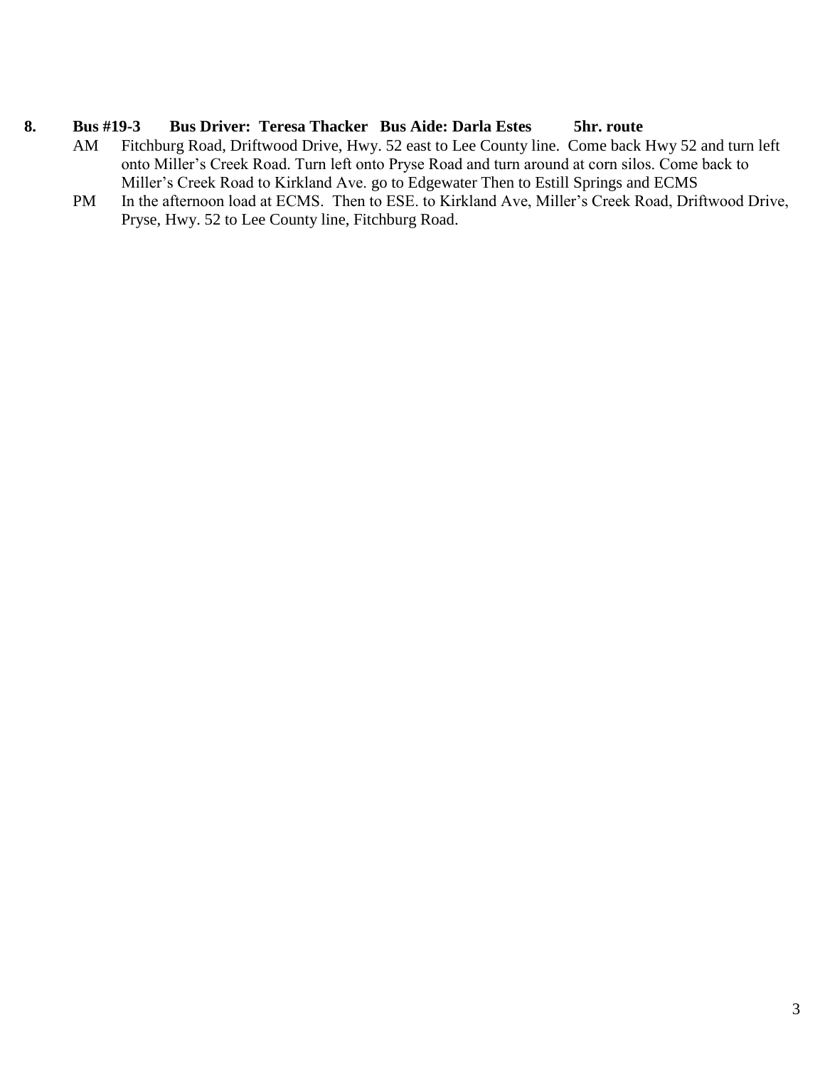**8. Bus #19-3 Bus Driver: Teresa Thacker Bus Aide: Darla Estes 5hr. route**

AM Fitchburg Road, Driftwood Drive, Hwy. 52 east to Lee County line. Come back Hwy 52 and turn left onto Miller's Creek Road. Turn left onto Pryse Road and turn around at corn silos. Come back to Miller's Creek Road to Kirkland Ave. go to Edgewater Then to Estill Springs and ECMS

PM In the afternoon load at ECMS. Then to ESE. to Kirkland Ave, Miller's Creek Road, Driftwood Drive, Pryse, Hwy. 52 to Lee County line, Fitchburg Road.